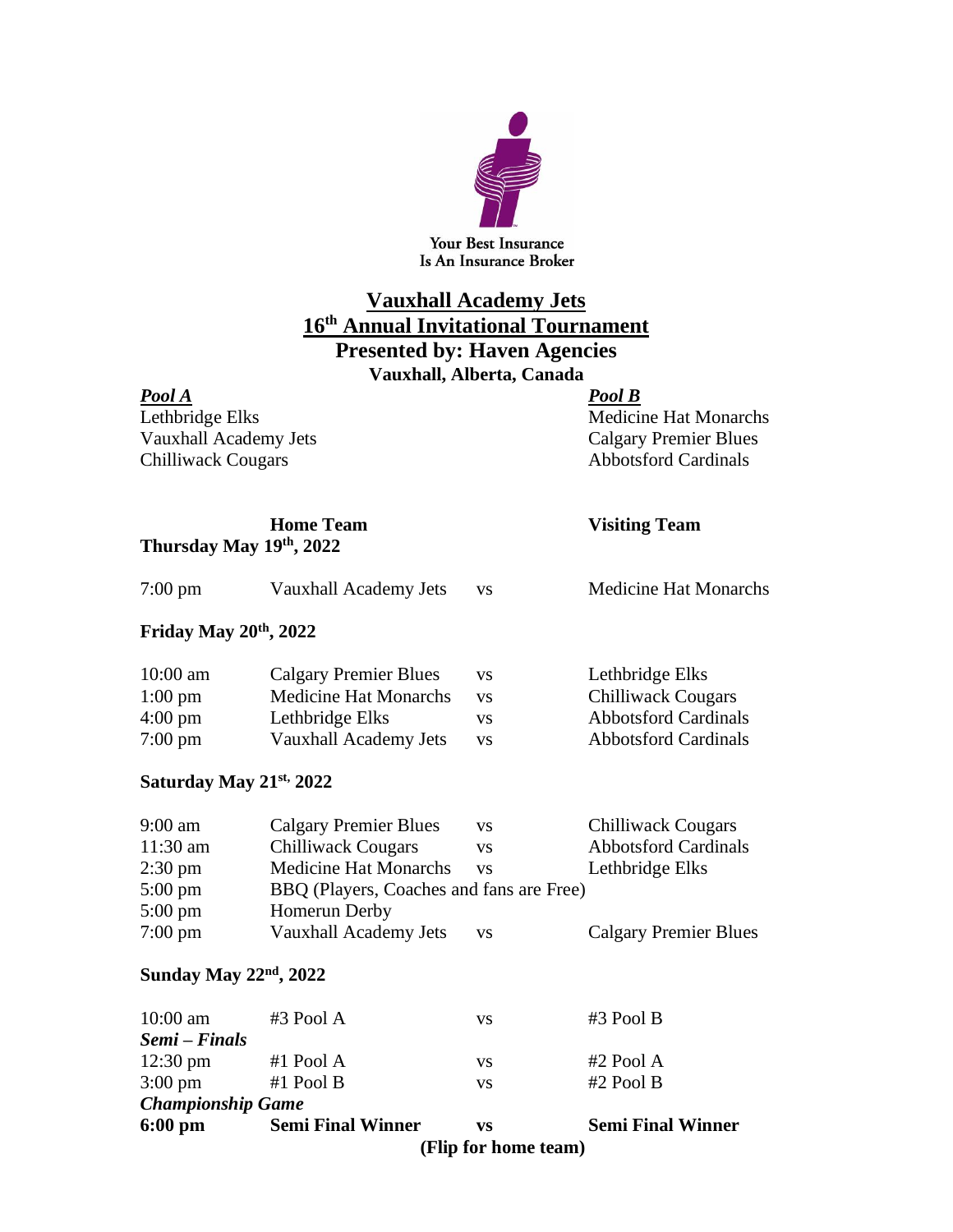Your Best Insurance
Is An Insurance Broker

# Vauxhall Academy Jets
## 16th Annual Invitational Tournament
## Presented by: Haven Agencies
### Vauxhall, Alberta, Canada

| ***Pool A*** | ***Pool B*** |
|---|---|
| Lethbridge Elks | Medicine Hat Monarchs |
| Vauxhall Academy Jets | Calgary Premier Blues |
| Chilliwack Cougars | Abbotsford Cardinals |

| | **Home Team** | | **Visiting Team** |
|---|---|---|---|
| **Thursday May 19th, 2022** | | | |
| 7:00 pm | Vauxhall Academy Jets | vs | Medicine Hat Monarchs |
| **Friday May 20th, 2022** | | | |
| 10:00 am | Calgary Premier Blues | vs | Lethbridge Elks |
| 1:00 pm | Medicine Hat Monarchs | vs | Chilliwack Cougars |
| 4:00 pm | Lethbridge Elks | vs | Abbotsford Cardinals |
| 7:00 pm | Vauxhall Academy Jets | vs | Abbotsford Cardinals |
| **Saturday May 21st, 2022** | | | |
| 9:00 am | Calgary Premier Blues | vs | Chilliwack Cougars |
| 11:30 am | Chilliwack Cougars | vs | Abbotsford Cardinals |
| 2:30 pm | Medicine Hat Monarchs | vs | Lethbridge Elks |
| 5:00 pm | BBQ (Players, Coaches and fans are Free) | | |
| 5:00 pm | Homerun Derby | | |
| 7:00 pm | Vauxhall Academy Jets | vs | Calgary Premier Blues |
| **Sunday May 22nd, 2022** | | | |
| 10:00 am | #3 Pool A | vs | #3 Pool B |
| ***Semi – Finals*** | | | |
| 12:30 pm | #1 Pool A | vs | #2 Pool A |
| 3:00 pm | #1 Pool B | vs | #2 Pool B |
| ***Championship Game*** | | | |
| **6:00 pm** | **Semi Final Winner** | **vs** | **Semi Final Winner** |

**(Flip for home team)**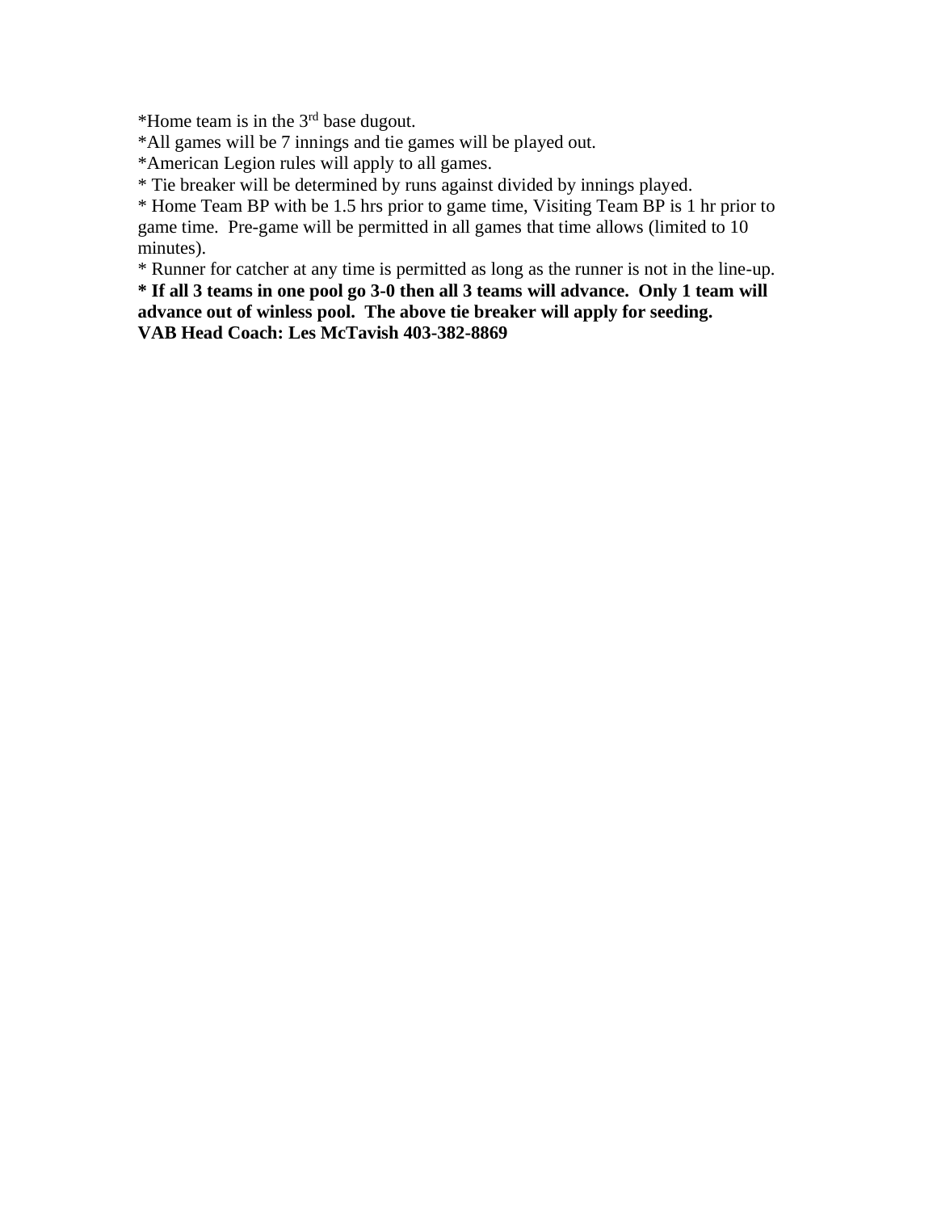*Home team is in the 3rd base dugout.
*All games will be 7 innings and tie games will be played out.
*American Legion rules will apply to all games.
* Tie breaker will be determined by runs against divided by innings played.
* Home Team BP with be 1.5 hrs prior to game time, Visiting Team BP is 1 hr prior to game time. Pre-game will be permitted in all games that time allows (limited to 10 minutes).
* Runner for catcher at any time is permitted as long as the runner is not in the line-up.
**\* If all 3 teams in one pool go 3-0 then all 3 teams will advance. Only 1 team will advance out of winless pool. The above tie breaker will apply for seeding.**
**VAB Head Coach: Les McTavish 403-382-8869**